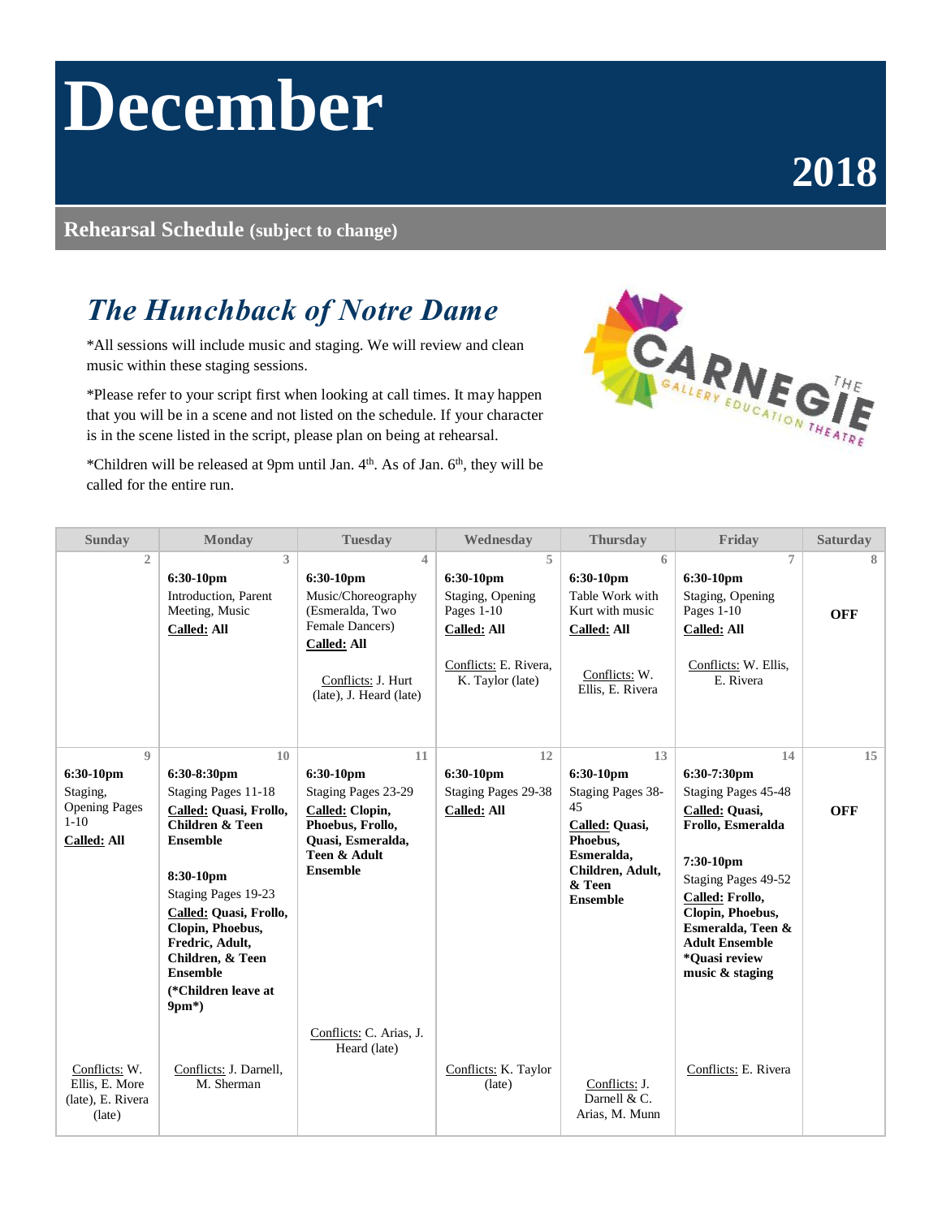# December

## 2018

**Rehearsal Schedule (subject to change)**

## *The Hunchback of Notre Dame*

*All sessions will include music and staging. We will review and clean music within these staging sessions.

*Please refer to your script first when looking at call times. It may happen that you will be in a scene and not listed on the schedule. If your character is in the scene listed in the script, please plan on being at rehearsal.

*Children will be released at 9pm until Jan. 4th. As of Jan. 6th, they will be called for the entire run.

| Sunday | Monday | Tuesday | Wednesday | Thursday | Friday | Saturday |
|---|---|---|---|---|---|---|
| 2 | 3<br>**6:30-10pm**<br>Introduction, Parent Meeting, Music<br>**Called: All** | 4<br>**6:30-10pm**<br>Music/Choreography (Esmeralda, Two Female Dancers)<br>**Called: All**<br><br>Conflicts: J. Hurt (late), J. Heard (late) | 5<br>**6:30-10pm**<br>Staging, Opening Pages 1-10<br>**Called: All**<br><br>Conflicts: E. Rivera, K. Taylor (late) | 6<br>**6:30-10pm**<br>Table Work with Kurt with music<br>**Called: All**<br><br>Conflicts: W. Ellis, E. Rivera | 7<br>**6:30-10pm**<br>Staging, Opening Pages 1-10<br>**Called: All**<br><br>Conflicts: W. Ellis, E. Rivera | 8<br>**OFF** |
| 9<br>**6:30-10pm**<br>Staging, Opening Pages 1-10<br>**Called: All**<br><br>Conflicts: W. Ellis, E. More (late), E. Rivera (late) | 10<br>**6:30-8:30pm**<br>Staging Pages 11-18<br>**Called: Quasi, Frollo, Children & Teen Ensemble**<br><br>**8:30-10pm**<br>Staging Pages 19-23<br>**Called: Quasi, Frollo, Clopin, Phoebus, Fredric, Adult, Children, & Teen Ensemble**<br>**(*Children leave at 9pm*)**<br><br>Conflicts: J. Darnell, M. Sherman | 11<br>**6:30-10pm**<br>Staging Pages 23-29<br>**Called: Clopin, Phoebus, Frollo, Quasi, Esmeralda, Teen & Adult Ensemble**<br><br>Conflicts: C. Arias, J. Heard (late) | 12<br>**6:30-10pm**<br>Staging Pages 29-38<br>**Called: All**<br><br>Conflicts: K. Taylor (late) | 13<br>**6:30-10pm**<br>Staging Pages 38-45<br>**Called: Quasi, Phoebus, Esmeralda, Children, Adult, & Teen Ensemble**<br><br>Conflicts: J. Darnell & C. Arias, M. Munn | 14<br>**6:30-7:30pm**<br>Staging Pages 45-48<br>**Called: Quasi, Frollo, Esmeralda**<br><br>**7:30-10pm**<br>Staging Pages 49-52<br>**Called: Frollo, Clopin, Phoebus, Esmeralda, Teen & Adult Ensemble**<br>***Quasi review music & staging**<br><br>Conflicts: E. Rivera | 15<br>**OFF** |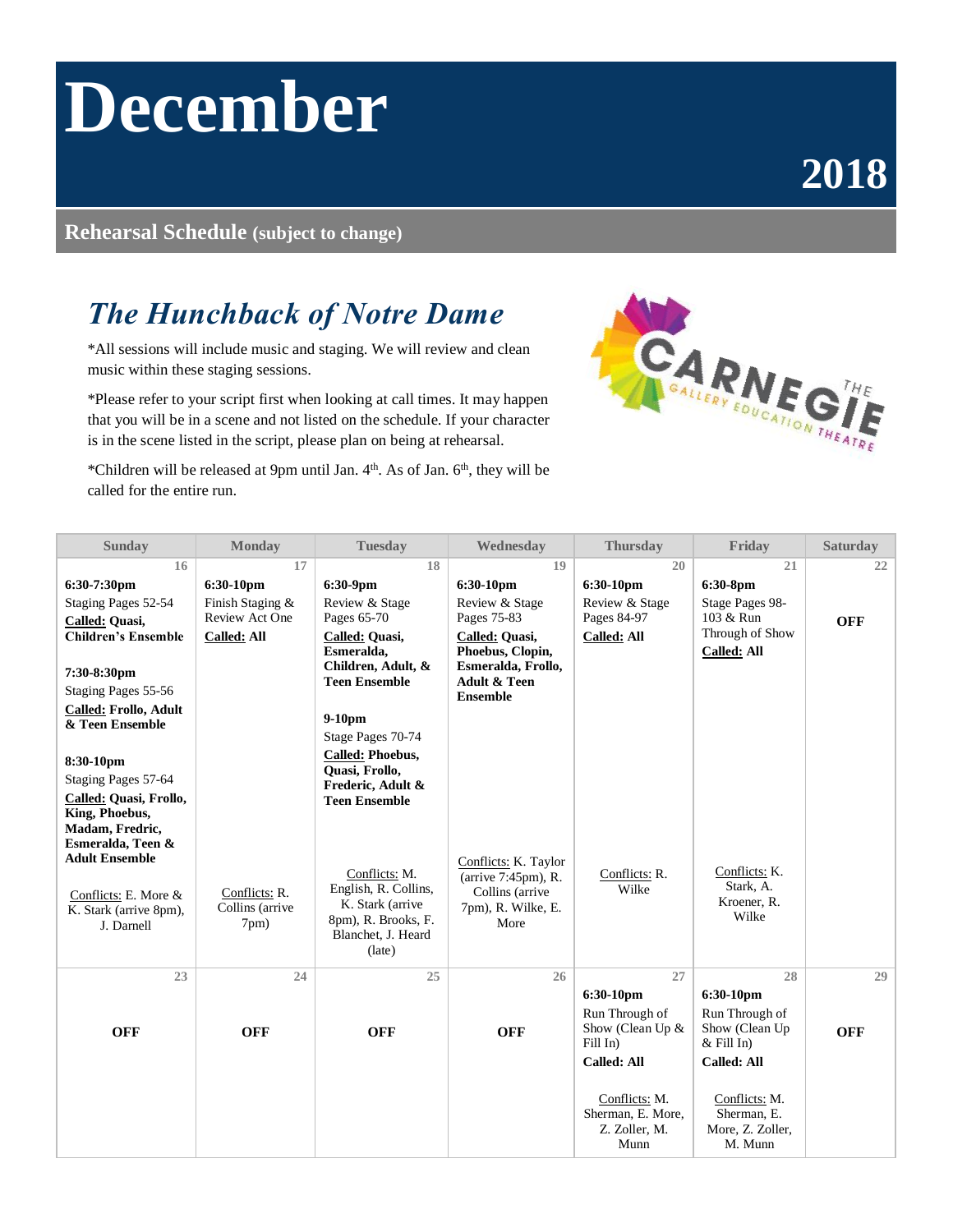# December

## 2018

**Rehearsal Schedule** (subject to change)

## *The Hunchback of Notre Dame*

*All sessions will include music and staging. We will review and clean music within these staging sessions.

*Please refer to your script first when looking at call times. It may happen that you will be in a scene and not listed on the schedule. If your character is in the scene listed in the script, please plan on being at rehearsal.

*Children will be released at 9pm until Jan. 4th. As of Jan. 6th, they will be called for the entire run.

| Sunday | Monday | Tuesday | Wednesday | Thursday | Friday | Saturday |
|---|---|---|---|---|---|---|
| 16<br>**6:30-7:30pm**<br>Staging Pages 52-54<br>Called: **Quasi, Children's Ensemble**<br><br>**7:30-8:30pm**<br>Staging Pages 55-56<br>Called: **Frollo, Adult & Teen Ensemble**<br><br>**8:30-10pm**<br>Staging Pages 57-64<br>Called: **Quasi, Frollo, King, Phoebus, Madam, Fredric, Esmeralda, Teen & Adult Ensemble**<br><br>Conflicts: E. More & K. Stark (arrive 8pm), J. Darnell | 17<br>**6:30-10pm**<br>Finish Staging & Review Act One<br>Called: **All**<br><br>Conflicts: R. Collins (arrive 7pm) | 18<br>**6:30-9pm**<br>Review & Stage Pages 65-70<br>Called: **Quasi, Esmeralda, Children, Adult, & Teen Ensemble**<br><br>**9-10pm**<br>Stage Pages 70-74<br>Called: **Phoebus, Quasi, Frollo, Frederic, Adult & Teen Ensemble**<br><br>Conflicts: M. English, R. Collins, K. Stark (arrive 8pm), R. Brooks, F. Blanchet, J. Heard (late) | 19<br>**6:30-10pm**<br>Review & Stage Pages 75-83<br>Called: **Quasi, Phoebus, Clopin, Esmeralda, Frollo, Adult & Teen Ensemble**<br><br>Conflicts: K. Taylor (arrive 7:45pm), R. Collins (arrive 7pm), R. Wilke, E. More | 20<br>**6:30-10pm**<br>Review & Stage Pages 84-97<br>Called: **All**<br><br>Conflicts: R. Wilke | 21<br>**6:30-8pm**<br>Stage Pages 98-103 & Run Through of Show<br>Called: **All**<br><br>Conflicts: K. Stark, A. Kroener, R. Wilke | 22<br>**OFF** |
| 23<br>**OFF** | 24<br>**OFF** | 25<br>**OFF** | 26<br>**OFF** | 27<br>**6:30-10pm**<br>Run Through of Show (Clean Up & Fill In)<br>**Called: All**<br><br>Conflicts: M. Sherman, E. More, Z. Zoller, M. Munn | 28<br>**6:30-10pm**<br>Run Through of Show (Clean Up & Fill In)<br>**Called: All**<br><br>Conflicts: M. Sherman, E. More, Z. Zoller, M. Munn | 29<br>**OFF** |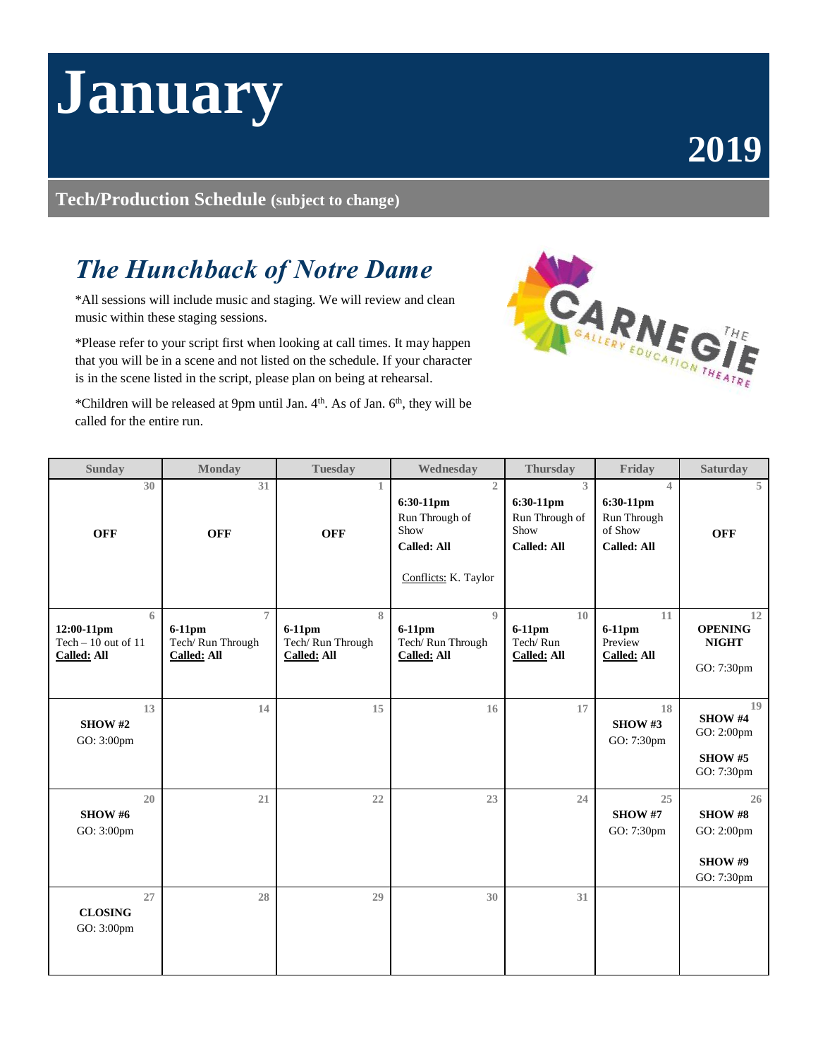# January

**2019**

## Tech/Production Schedule (subject to change)

## *The Hunchback of Notre Dame*

*All sessions will include music and staging. We will review and clean music within these staging sessions.

*Please refer to your script first when looking at call times. It may happen that you will be in a scene and not listed on the schedule. If your character is in the scene listed in the script, please plan on being at rehearsal.

*Children will be released at 9pm until Jan. 4th. As of Jan. 6th, they will be called for the entire run.

THE CARNEGIE GALLERY EDUCATION THEATRE

| Sunday | Monday | Tuesday | Wednesday | Thursday | Friday | Saturday |
|---|---|---|---|---|---|---|
| 30<br>**OFF** | 31<br>**OFF** | 1<br>**OFF** | 2<br>**6:30-11pm**<br>Run Through of Show<br>**Called: All**<br>Conflicts: K. Taylor | 3<br>**6:30-11pm**<br>Run Through of Show<br>**Called: All** | 4<br>**6:30-11pm**<br>Run Through of Show<br>**Called: All** | 5<br>**OFF** |
| 6<br>**12:00-11pm**<br>Tech – 10 out of 11<br>**Called: All** | 7<br>**6-11pm**<br>Tech/ Run Through<br>**Called: All** | 8<br>**6-11pm**<br>Tech/ Run Through<br>**Called: All** | 9<br>**6-11pm**<br>Tech/ Run Through<br>**Called: All** | 10<br>**6-11pm**<br>Tech/ Run<br>**Called: All** | 11<br>**6-11pm**<br>Preview<br>**Called: All** | 12<br>**OPENING NIGHT**<br>GO: 7:30pm |
| 13<br>**SHOW #2**<br>GO: 3:00pm | 14 | 15 | 16 | 17 | 18<br>**SHOW #3**<br>GO: 7:30pm | 19<br>**SHOW #4**<br>GO: 2:00pm<br>**SHOW #5**<br>GO: 7:30pm |
| 20<br>**SHOW #6**<br>GO: 3:00pm | 21 | 22 | 23 | 24 | 25<br>**SHOW #7**<br>GO: 7:30pm | 26<br>**SHOW #8**<br>GO: 2:00pm<br>**SHOW #9**<br>GO: 7:30pm |
| 27<br>**CLOSING**<br>GO: 3:00pm | 28 | 29 | 30 | 31 | | |